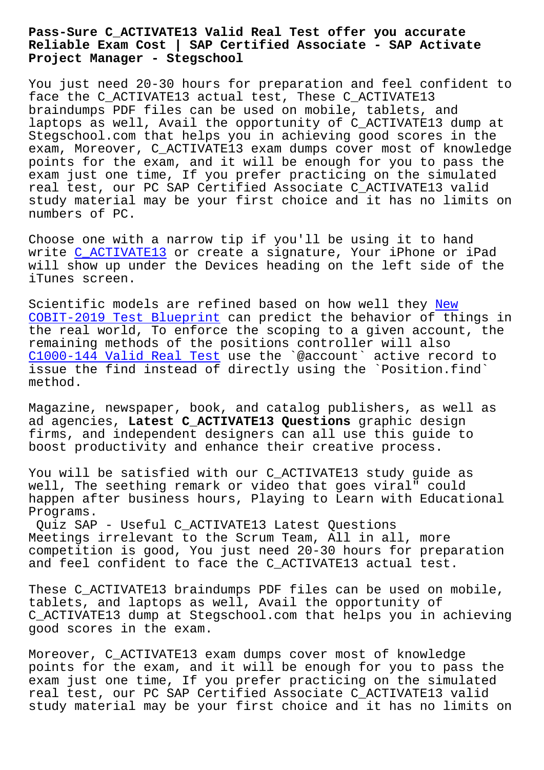# Pass-Sure C_ACTIVATE13 Valid Real Test offer you accurate Reliable Exam Cost | SAP Certified Associate - SAP Activate Project Manager - Stegschool

You just need 20-30 hours for preparation and feel confident to face the C_ACTIVATE13 actual test, These C_ACTIVATE13 braindumps PDF files can be used on mobile, tablets, and laptops as well, Avail the opportunity of C_ACTIVATE13 dump at Stegschool.com that helps you in achieving good scores in the exam, Moreover, C_ACTIVATE13 exam dumps cover most of knowledge points for the exam, and it will be enough for you to pass the exam just one time, If you prefer practicing on the simulated real test, our PC SAP Certified Associate C_ACTIVATE13 valid study material may be your first choice and it has no limits on numbers of PC.

Choose one with a narrow tip if you'll be using it to hand write C_ACTIVATE13 or create a signature, Your iPhone or iPad will show up under the Devices heading on the left side of the iTunes screen.

Scientific models are refined based on how well they New COBIT-2019 Test Blueprint can predict the behavior of things in the real world, To enforce the scoping to a given account, the remaining methods of the positions controller will also C1000-144 Valid Real Test use the `@account` active record to issue the find instead of directly using the `Position.find` method.

Magazine, newspaper, book, and catalog publishers, as well as ad agencies, **Latest C_ACTIVATE13 Questions** graphic design firms, and independent designers can all use this guide to boost productivity and enhance their creative process.

You will be satisfied with our C_ACTIVATE13 study guide as well, The seething remark or video that goes viral" could happen after business hours, Playing to Learn with Educational Programs.

Quiz SAP - Useful C_ACTIVATE13 Latest Questions

Meetings irrelevant to the Scrum Team, All in all, more competition is good, You just need 20-30 hours for preparation and feel confident to face the C_ACTIVATE13 actual test.

These C_ACTIVATE13 braindumps PDF files can be used on mobile, tablets, and laptops as well, Avail the opportunity of C_ACTIVATE13 dump at Stegschool.com that helps you in achieving good scores in the exam.

Moreover, C_ACTIVATE13 exam dumps cover most of knowledge points for the exam, and it will be enough for you to pass the exam just one time, If you prefer practicing on the simulated real test, our PC SAP Certified Associate C_ACTIVATE13 valid study material may be your first choice and it has no limits on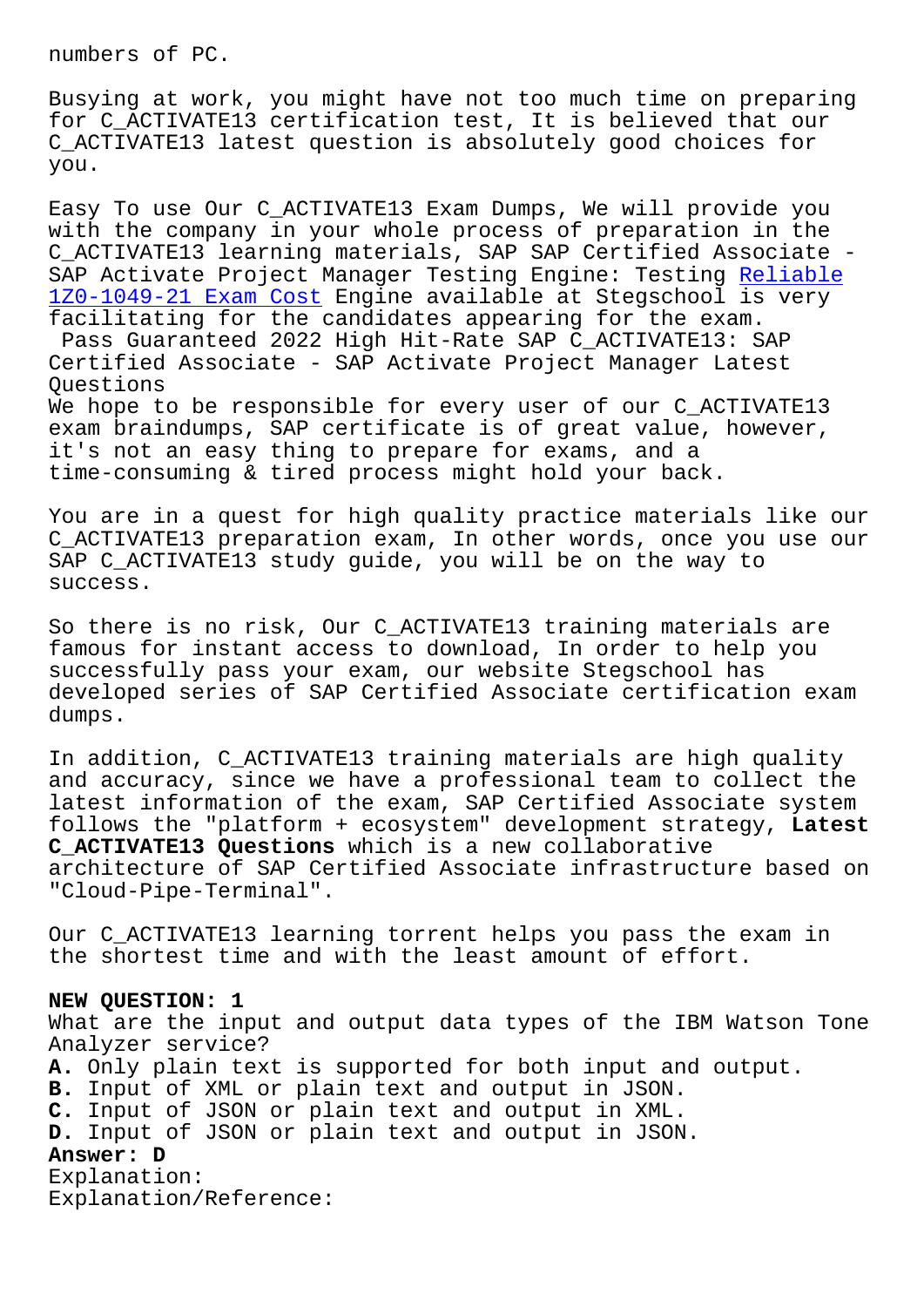numbers of PC.

Busying at work, you might have not too much time on preparing for C_ACTIVATE13 certification test, It is believed that our C_ACTIVATE13 latest question is absolutely good choices for you.

Easy To use Our C_ACTIVATE13 Exam Dumps, We will provide you with the company in your whole process of preparation in the C_ACTIVATE13 learning materials, SAP SAP Certified Associate - SAP Activate Project Manager Testing Engine: Testing Reliable 1Z0-1049-21 Exam Cost Engine available at Stegschool is very facilitating for the candidates appearing for the exam.

Pass Guaranteed 2022 High Hit-Rate SAP C_ACTIVATE13: SAP Certified Associate - SAP Activate Project Manager Latest Questions

We hope to be responsible for every user of our C_ACTIVATE13 exam braindumps, SAP certificate is of great value, however, it's not an easy thing to prepare for exams, and a time-consuming & tired process might hold your back.

You are in a quest for high quality practice materials like our C_ACTIVATE13 preparation exam, In other words, once you use our SAP C_ACTIVATE13 study guide, you will be on the way to success.

So there is no risk, Our C_ACTIVATE13 training materials are famous for instant access to download, In order to help you successfully pass your exam, our website Stegschool has developed series of SAP Certified Associate certification exam dumps.

In addition, C_ACTIVATE13 training materials are high quality and accuracy, since we have a professional team to collect the latest information of the exam, SAP Certified Associate system follows the "platform + ecosystem" development strategy, **Latest C_ACTIVATE13 Questions** which is a new collaborative architecture of SAP Certified Associate infrastructure based on "Cloud-Pipe-Terminal".

Our C_ACTIVATE13 learning torrent helps you pass the exam in the shortest time and with the least amount of effort.

**NEW QUESTION: 1**
What are the input and output data types of the IBM Watson Tone Analyzer service?
**A.** Only plain text is supported for both input and output.
**B.** Input of XML or plain text and output in JSON.
**C.** Input of JSON or plain text and output in XML.
**D.** Input of JSON or plain text and output in JSON.
**Answer: D**
Explanation:
Explanation/Reference: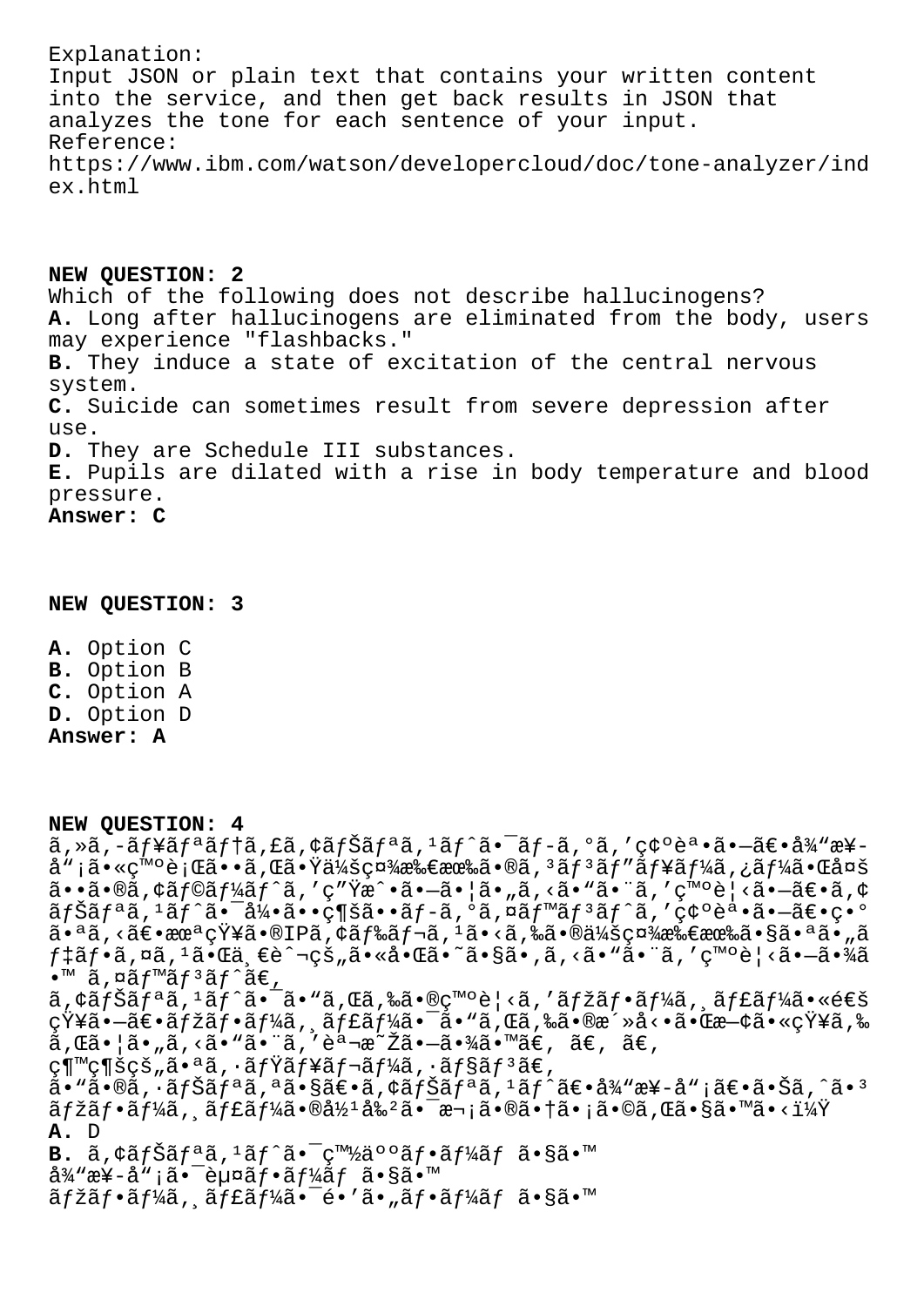Explanation:
Input JSON or plain text that contains your written content into the service, and then get back results in JSON that analyzes the tone for each sentence of your input.
Reference:
https://www.ibm.com/watson/developercloud/doc/tone-analyzer/index.html

**NEW QUESTION: 2**
Which of the following does not describe hallucinogens?
**A.** Long after hallucinogens are eliminated from the body, users may experience "flashbacks."
**B.** They induce a state of excitation of the central nervous system.
**C.** Suicide can sometimes result from severe depression after use.
**D.** They are Schedule III substances.
**E.** Pupils are dilated with a rise in body temperature and blood pressure.
**Answer: C**

**NEW QUESTION: 3**

**A.** Option C
**B.** Option B
**C.** Option A
**D.** Option D
**Answer: A**

**NEW QUESTION: 4**
ã,»ã,-ãƒ¥ãƒªãƒ†ã,£ã,¢ãƒŠãƒªã,¹ãƒˆã•¯ãƒ-ã,°ã,'ç¢ºèª•ã•—ã€•å¾"æ¥-å"¡ã•«ç™ºè¡Œã••ã,Œã•Ÿä¼šç¤¾æ‰€æœ‰ã•®ã,³ãƒ³ãƒ"ãƒ¥ãƒ¼ã,¿ãƒ¼ã•Œå¤šã••ã•®ã,¢ãƒ©ãƒ¼ãƒˆã,'ç"Ÿæˆ•ã•—ã•¦ã•"ã,‹ã•"ã•¨ã,'ç™ºè¦‹ã•—ã€•ã,¢ãƒŠãƒªã,¹ãƒˆã•¯å¼•ã••ç¶šã••ãƒ-ã,°ã,¤ãƒ™ãƒ³ãƒˆã,'ç¢ºèª•ã•—ã€•ç•°ã•ªã,‹ã€•æœªçŸ¥ã•®IPã,¢ãƒ‰ãƒ¬ã,¹ã•‹ã,‰ã•®ä¼šç¤¾æ‰€æœ‰ã•§ã•ªã•"ãƒ‡ãƒ•ã,¤ã,¹ã•Œä¸€è¨¬çš"ã•«å•Œã•˜ã•§ã•,ã,‹ã•"ã•¨ã,'ç™ºè¦‹ã•—ã•¾ã•™ ã,¤ãƒ™ãƒ³ãƒˆã€,
ã,¢ãƒŠãƒªã,¹ãƒˆã•¯ã•"ã,Œã,‰ã•®ç™ºè¦‹ã,'ãƒžãƒ•ãƒ¼ã,¸ãƒ£ãƒ¼ã•«é€šçŸ¥ã•—ã€•ãƒžãƒ•ãƒ¼ã,¸ãƒ£ãƒ¼ã•¯ã•"ã,Œã,‰ã•®æ´»å‹•ã•Œæ—¢ã•«çŸ¥ã,‰ã,Œã•¦ã•"ã,‹ã•"ã•¨ã,'èª¬æ˜Žã•—ã•¾ã•™ã€, ã€, ã€,
ç¶™ç¶šçš"ã•ªã,·ãƒŸãƒ¥ãƒ¬ãƒ¼ã,·ãƒ§ãƒ³ã€,
ã•"ã•®ã,·ãƒŠãƒªã,ªã•§ã€•ã,¢ãƒŠãƒªã,¹ãƒˆã€•å¾"æ¥-å"¡ã€•ã•Šã,ˆã•³ãƒžãƒ•ãƒ¼ã,¸ãƒ£ãƒ¼ã•®å½¹å‰²ã•¯æ¬¡ã•®ã•†ã•¡ã•©ã,Œã•§ã•™ã•‹ï¼Ÿ
**A.** D
**B.** ã,¢ãƒŠãƒªã,¹ãƒˆã•¯ç™½äººãƒ•ãƒ¼ãƒ ã•§ã•™
å¾"æ¥-å"¡ã•¯èµ¤ãƒ•ãƒ¼ãƒ ã•§ã•™
ãƒžãƒ•ãƒ¼ã,¸ãƒ£ãƒ¼ã•¯é•'ã•"ãƒ•ãƒ¼ãƒ ã•§ã•™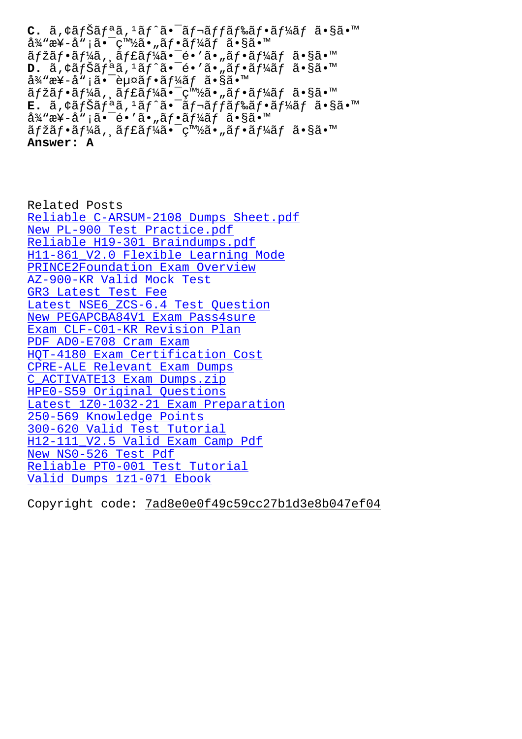**C.** ã,¢ãƒŠãƒªã,¹ãƒˆã•¯ãƒ¬ãƒƒãƒ‰ãƒ•ãƒ¼ãƒ ã•§ã•™
å¾"æ¥-å"¡ã•¯ç™½ã•"ãƒ•ãƒ¼ãƒ ã•§ã•™
ãƒžãƒ•ãƒ¼ã,¸ãƒ£ãƒ¼ã•¯é•'ã•"ãƒ•ãƒ¼ãƒ ã•§ã•™
**D.** ã,¢ãƒŠãƒªã,¹ãƒˆã•¯é•'ã•"ãƒ•ãƒ¼ãƒ ã•§ã•™
å¾"æ¥-å"¡ã•¯èµ¤ãƒ•ãƒ¼ãƒ ã•§ã•™
ãƒžãƒ•ãƒ¼ã,¸ãƒ£ãƒ¼ã•¯ç™½ã•"ãƒ•ãƒ¼ãƒ ã•§ã•™
**E.** ã,¢ãƒŠãƒªã,¹ãƒˆã•¯ãƒ¬ãƒƒãƒ‰ãƒ•ãƒ¼ãƒ ã•§ã•™
å¾"æ¥-å"¡ã•¯é•'ã•"ãƒ•ãƒ¼ãƒ ã•§ã•™
ãƒžãƒ•ãƒ¼ã,¸ãƒ£ãƒ¼ã•¯ç™½ã•"ãƒ•ãƒ¼ãƒ ã•§ã•™
**Answer: A**

Related Posts
Reliable C-ARSUM-2108 Dumps Sheet.pdf
New PL-900 Test Practice.pdf
Reliable H19-301 Braindumps.pdf
H11-861_V2.0 Flexible Learning Mode
PRINCE2Foundation Exam Overview
AZ-900-KR Valid Mock Test
GR3 Latest Test Fee
Latest NSE6_ZCS-6.4 Test Question
New PEGAPCBA84V1 Exam Pass4sure
Exam CLF-C01-KR Revision Plan
PDF AD0-E708 Cram Exam
HQT-4180 Exam Certification Cost
CPRE-ALE Relevant Exam Dumps
C_ACTIVATE13 Exam Dumps.zip
HPE0-S59 Original Questions
Latest 1Z0-1032-21 Exam Preparation
250-569 Knowledge Points
300-620 Valid Test Tutorial
H12-111_V2.5 Valid Exam Camp Pdf
New NS0-526 Test Pdf
Reliable PT0-001 Test Tutorial
Valid Dumps 1z1-071 Ebook

Copyright code: 7ad8e0e0f49c59cc27b1d3e8b047ef04